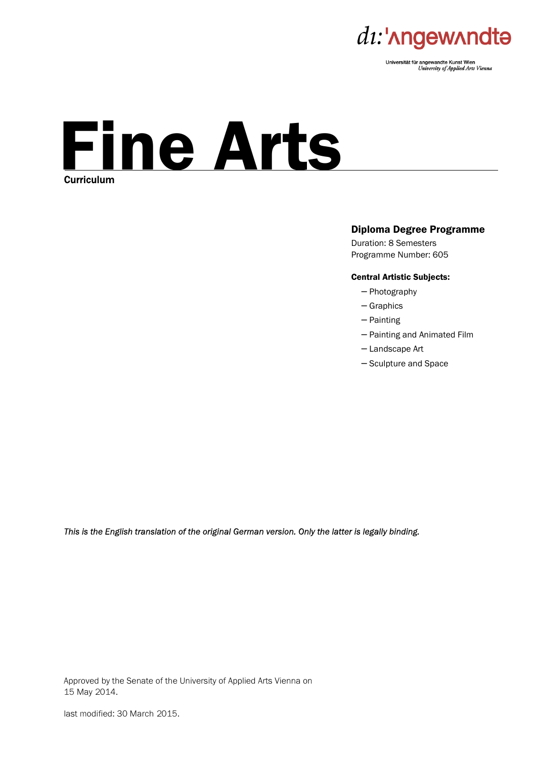di:'ʌngewʌndtə

Universität für angewandte Kunst Wien
*University of Applied Arts Vienna*

# Fine Arts

**Curriculum**

### Diploma Degree Programme

Duration: 8 Semesters
Programme Number: 605

**Central Artistic Subjects:**

- Photography
- Graphics
- Painting
- Painting and Animated Film
- Landscape Art
- Sculpture and Space

*This is the English translation of the original German version. Only the latter is legally binding.*

Approved by the Senate of the University of Applied Arts Vienna on 15 May 2014.

last modified: 30 March 2015.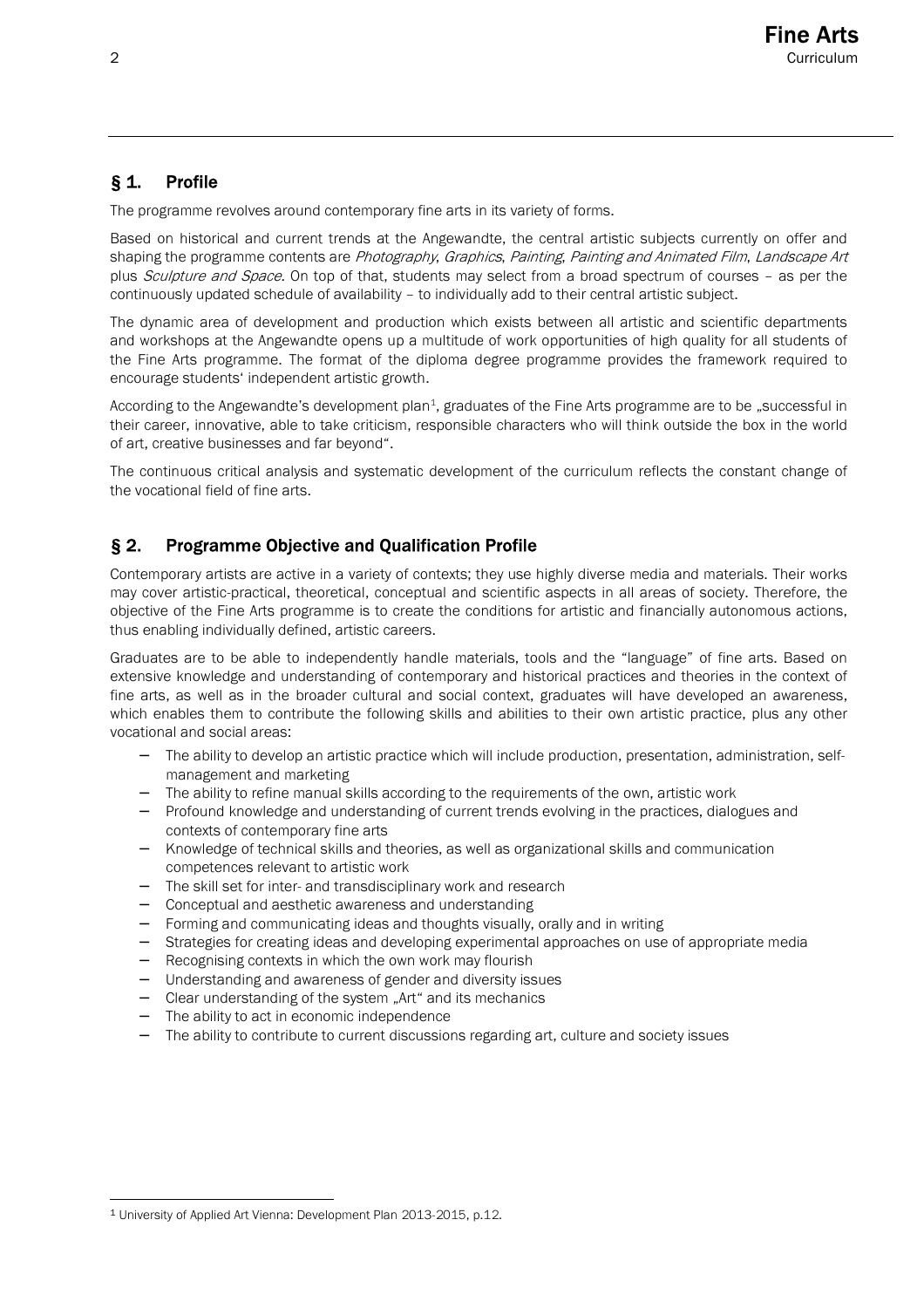## § 1. Profile

The programme revolves around contemporary fine arts in its variety of forms.

Based on historical and current trends at the Angewandte, the central artistic subjects currently on offer and shaping the programme contents are *Photography*, *Graphics*, *Painting*, *Painting and Animated Film*, *Landscape Art* plus *Sculpture and Space*. On top of that, students may select from a broad spectrum of courses – as per the continuously updated schedule of availability – to individually add to their central artistic subject.

The dynamic area of development and production which exists between all artistic and scientific departments and workshops at the Angewandte opens up a multitude of work opportunities of high quality for all students of the Fine Arts programme. The format of the diploma degree programme provides the framework required to encourage students' independent artistic growth.

According to the Angewandte's development plan[1], graduates of the Fine Arts programme are to be „successful in their career, innovative, able to take criticism, responsible characters who will think outside the box in the world of art, creative businesses and far beyond".

The continuous critical analysis and systematic development of the curriculum reflects the constant change of the vocational field of fine arts.

## § 2. Programme Objective and Qualification Profile

Contemporary artists are active in a variety of contexts; they use highly diverse media and materials. Their works may cover artistic-practical, theoretical, conceptual and scientific aspects in all areas of society. Therefore, the objective of the Fine Arts programme is to create the conditions for artistic and financially autonomous actions, thus enabling individually defined, artistic careers.

Graduates are to be able to independently handle materials, tools and the "language" of fine arts. Based on extensive knowledge and understanding of contemporary and historical practices and theories in the context of fine arts, as well as in the broader cultural and social context, graduates will have developed an awareness, which enables them to contribute the following skills and abilities to their own artistic practice, plus any other vocational and social areas:

- The ability to develop an artistic practice which will include production, presentation, administration, self-management and marketing
- The ability to refine manual skills according to the requirements of the own, artistic work
- Profound knowledge and understanding of current trends evolving in the practices, dialogues and contexts of contemporary fine arts
- Knowledge of technical skills and theories, as well as organizational skills and communication competences relevant to artistic work
- The skill set for inter- and transdisciplinary work and research
- Conceptual and aesthetic awareness and understanding
- Forming and communicating ideas and thoughts visually, orally and in writing
- Strategies for creating ideas and developing experimental approaches on use of appropriate media
- Recognising contexts in which the own work may flourish
- Understanding and awareness of gender and diversity issues
- Clear understanding of the system „Art" and its mechanics
- The ability to act in economic independence
- The ability to contribute to current discussions regarding art, culture and society issues

---

[1] University of Applied Art Vienna: Development Plan 2013-2015, p.12.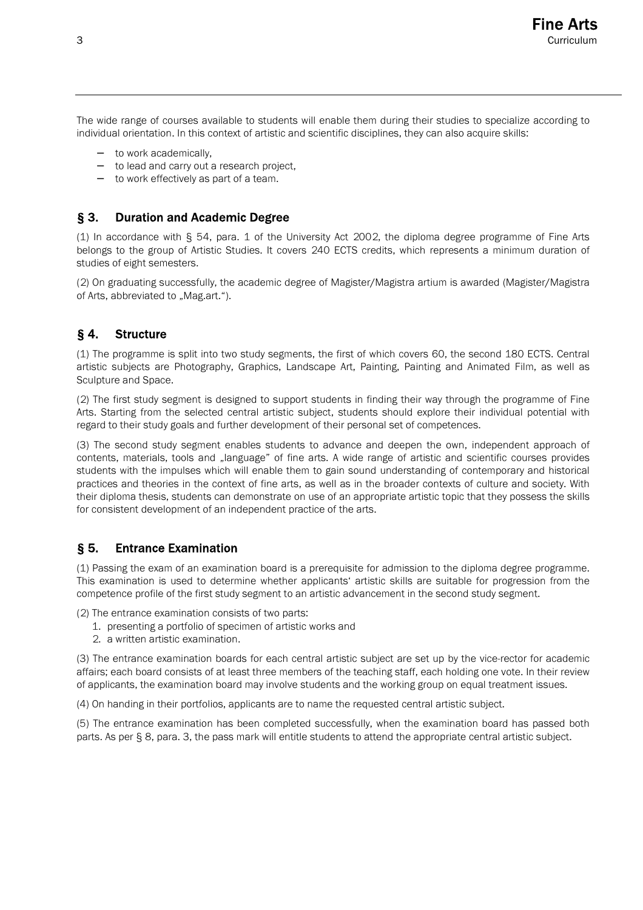The wide range of courses available to students will enable them during their studies to specialize according to individual orientation. In this context of artistic and scientific disciplines, they can also acquire skills:

- to work academically,
- to lead and carry out a research project,
- to work effectively as part of a team.

## § 3. Duration and Academic Degree

(1) In accordance with § 54, para. 1 of the University Act 2002, the diploma degree programme of Fine Arts belongs to the group of Artistic Studies. It covers 240 ECTS credits, which represents a minimum duration of studies of eight semesters.

(2) On graduating successfully, the academic degree of Magister/Magistra artium is awarded (Magister/Magistra of Arts, abbreviated to „Mag.art.“).

## § 4. Structure

(1) The programme is split into two study segments, the first of which covers 60, the second 180 ECTS. Central artistic subjects are Photography, Graphics, Landscape Art, Painting, Painting and Animated Film, as well as Sculpture and Space.

(2) The first study segment is designed to support students in finding their way through the programme of Fine Arts. Starting from the selected central artistic subject, students should explore their individual potential with regard to their study goals and further development of their personal set of competences.

(3) The second study segment enables students to advance and deepen the own, independent approach of contents, materials, tools and „language" of fine arts. A wide range of artistic and scientific courses provides students with the impulses which will enable them to gain sound understanding of contemporary and historical practices and theories in the context of fine arts, as well as in the broader contexts of culture and society. With their diploma thesis, students can demonstrate on use of an appropriate artistic topic that they possess the skills for consistent development of an independent practice of the arts.

## § 5. Entrance Examination

(1) Passing the exam of an examination board is a prerequisite for admission to the diploma degree programme. This examination is used to determine whether applicants‘ artistic skills are suitable for progression from the competence profile of the first study segment to an artistic advancement in the second study segment.

(2) The entrance examination consists of two parts:

1. presenting a portfolio of specimen of artistic works and
2. a written artistic examination.

(3) The entrance examination boards for each central artistic subject are set up by the vice-rector for academic affairs; each board consists of at least three members of the teaching staff, each holding one vote. In their review of applicants, the examination board may involve students and the working group on equal treatment issues.

(4) On handing in their portfolios, applicants are to name the requested central artistic subject.

(5) The entrance examination has been completed successfully, when the examination board has passed both parts. As per § 8, para. 3, the pass mark will entitle students to attend the appropriate central artistic subject.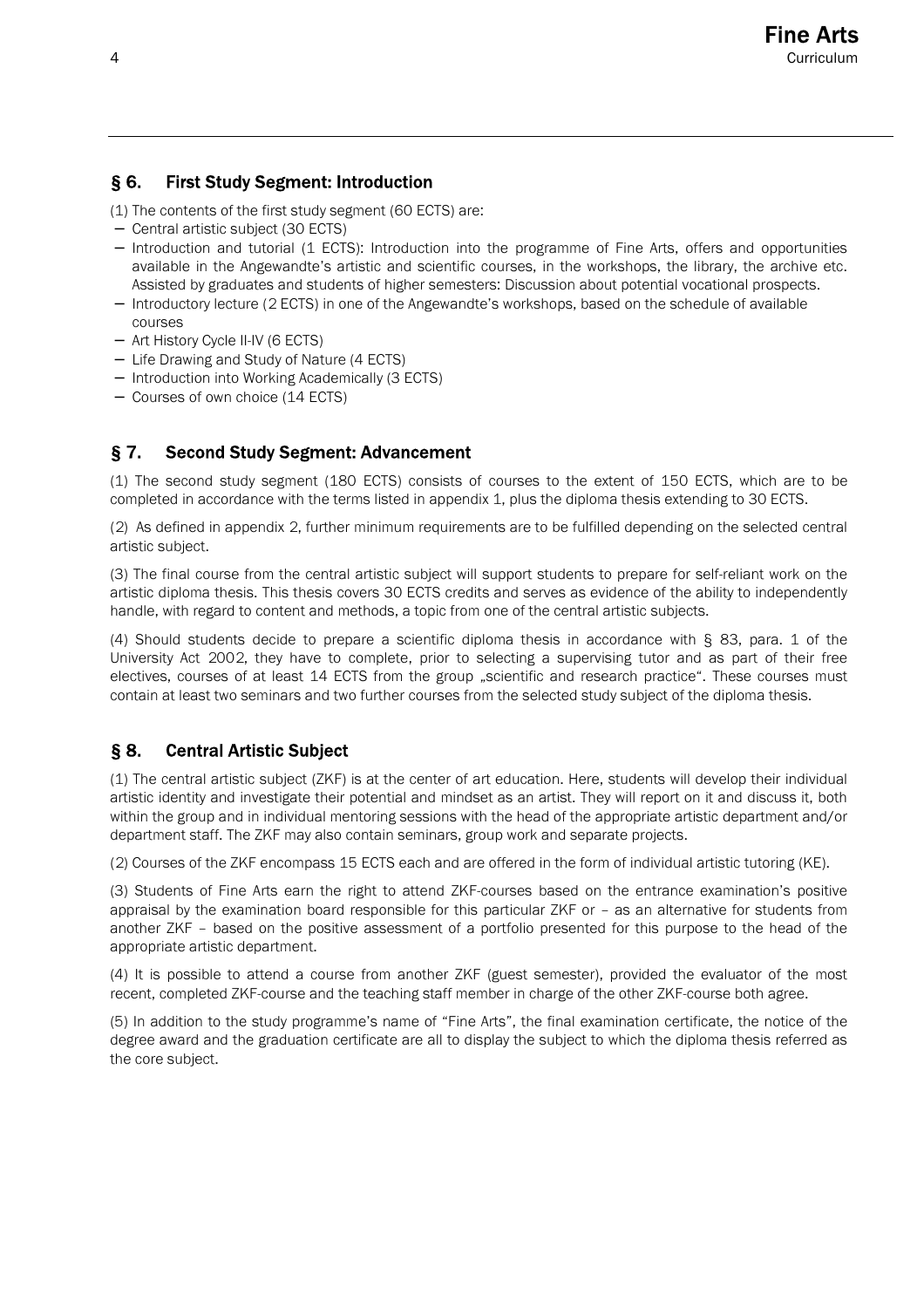## § 6. First Study Segment: Introduction

(1) The contents of the first study segment (60 ECTS) are:

- Central artistic subject (30 ECTS)
- Introduction and tutorial (1 ECTS): Introduction into the programme of Fine Arts, offers and opportunities available in the Angewandte's artistic and scientific courses, in the workshops, the library, the archive etc. Assisted by graduates and students of higher semesters: Discussion about potential vocational prospects.
- Introductory lecture (2 ECTS) in one of the Angewandte's workshops, based on the schedule of available courses
- Art History Cycle II-IV (6 ECTS)
- Life Drawing and Study of Nature (4 ECTS)
- Introduction into Working Academically (3 ECTS)
- Courses of own choice (14 ECTS)

## § 7. Second Study Segment: Advancement

(1) The second study segment (180 ECTS) consists of courses to the extent of 150 ECTS, which are to be completed in accordance with the terms listed in appendix 1, plus the diploma thesis extending to 30 ECTS.

(2) As defined in appendix 2, further minimum requirements are to be fulfilled depending on the selected central artistic subject.

(3) The final course from the central artistic subject will support students to prepare for self-reliant work on the artistic diploma thesis. This thesis covers 30 ECTS credits and serves as evidence of the ability to independently handle, with regard to content and methods, a topic from one of the central artistic subjects.

(4) Should students decide to prepare a scientific diploma thesis in accordance with § 83, para. 1 of the University Act 2002, they have to complete, prior to selecting a supervising tutor and as part of their free electives, courses of at least 14 ECTS from the group „scientific and research practice". These courses must contain at least two seminars and two further courses from the selected study subject of the diploma thesis.

## § 8. Central Artistic Subject

(1) The central artistic subject (ZKF) is at the center of art education. Here, students will develop their individual artistic identity and investigate their potential and mindset as an artist. They will report on it and discuss it, both within the group and in individual mentoring sessions with the head of the appropriate artistic department and/or department staff. The ZKF may also contain seminars, group work and separate projects.

(2) Courses of the ZKF encompass 15 ECTS each and are offered in the form of individual artistic tutoring (KE).

(3) Students of Fine Arts earn the right to attend ZKF-courses based on the entrance examination's positive appraisal by the examination board responsible for this particular ZKF or – as an alternative for students from another ZKF – based on the positive assessment of a portfolio presented for this purpose to the head of the appropriate artistic department.

(4) It is possible to attend a course from another ZKF (guest semester), provided the evaluator of the most recent, completed ZKF-course and the teaching staff member in charge of the other ZKF-course both agree.

(5) In addition to the study programme's name of "Fine Arts", the final examination certificate, the notice of the degree award and the graduation certificate are all to display the subject to which the diploma thesis referred as the core subject.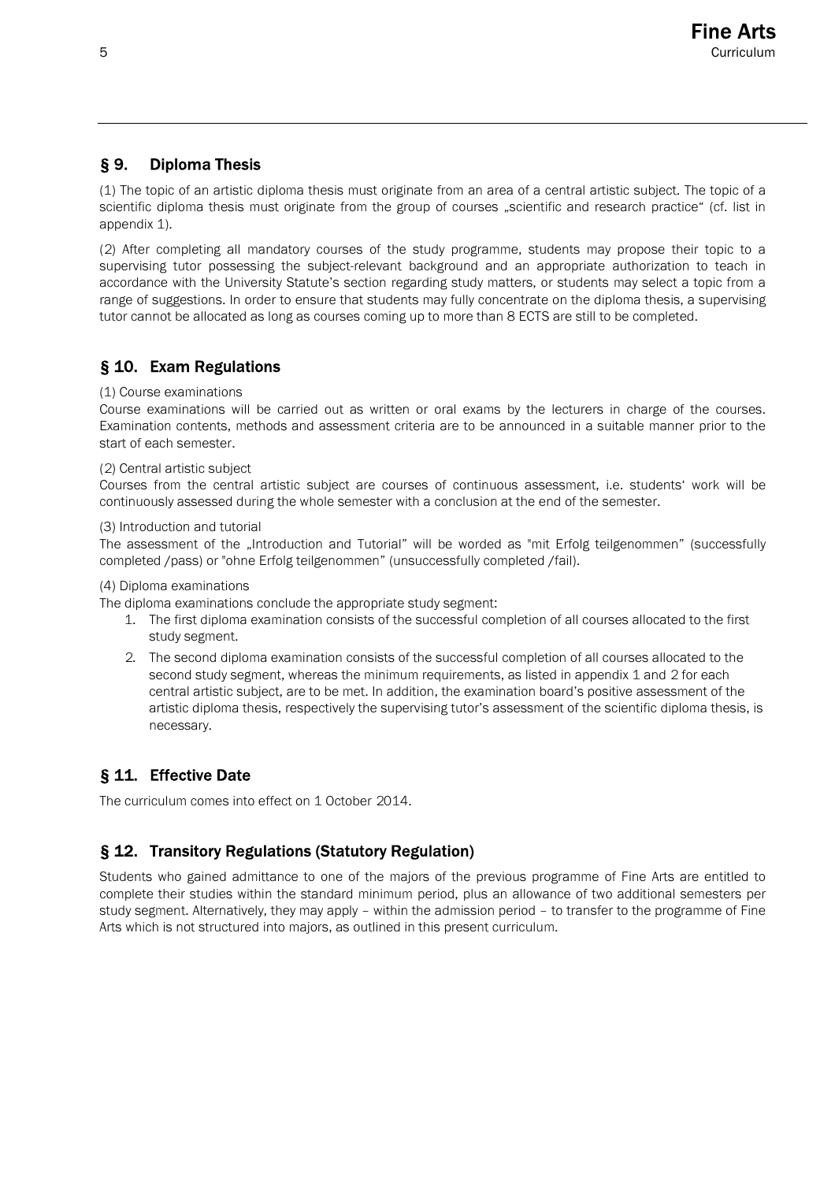## § 9. Diploma Thesis

(1) The topic of an artistic diploma thesis must originate from an area of a central artistic subject. The topic of a scientific diploma thesis must originate from the group of courses „scientific and research practice“ (cf. list in appendix 1).

(2) After completing all mandatory courses of the study programme, students may propose their topic to a supervising tutor possessing the subject-relevant background and an appropriate authorization to teach in accordance with the University Statute's section regarding study matters, or students may select a topic from a range of suggestions. In order to ensure that students may fully concentrate on the diploma thesis, a supervising tutor cannot be allocated as long as courses coming up to more than 8 ECTS are still to be completed.

## § 10. Exam Regulations

(1) Course examinations
Course examinations will be carried out as written or oral exams by the lecturers in charge of the courses. Examination contents, methods and assessment criteria are to be announced in a suitable manner prior to the start of each semester.

(2) Central artistic subject
Courses from the central artistic subject are courses of continuous assessment, i.e. students' work will be continuously assessed during the whole semester with a conclusion at the end of the semester.

(3) Introduction and tutorial
The assessment of the „Introduction and Tutorial" will be worded as "mit Erfolg teilgenommen" (successfully completed /pass) or "ohne Erfolg teilgenommen" (unsuccessfully completed /fail).

(4) Diploma examinations
The diploma examinations conclude the appropriate study segment:

1. The first diploma examination consists of the successful completion of all courses allocated to the first study segment.
2. The second diploma examination consists of the successful completion of all courses allocated to the second study segment, whereas the minimum requirements, as listed in appendix 1 and 2 for each central artistic subject, are to be met. In addition, the examination board's positive assessment of the artistic diploma thesis, respectively the supervising tutor's assessment of the scientific diploma thesis, is necessary.

## § 11. Effective Date

The curriculum comes into effect on 1 October 2014.

## § 12. Transitory Regulations (Statutory Regulation)

Students who gained admittance to one of the majors of the previous programme of Fine Arts are entitled to complete their studies within the standard minimum period, plus an allowance of two additional semesters per study segment. Alternatively, they may apply – within the admission period – to transfer to the programme of Fine Arts which is not structured into majors, as outlined in this present curriculum.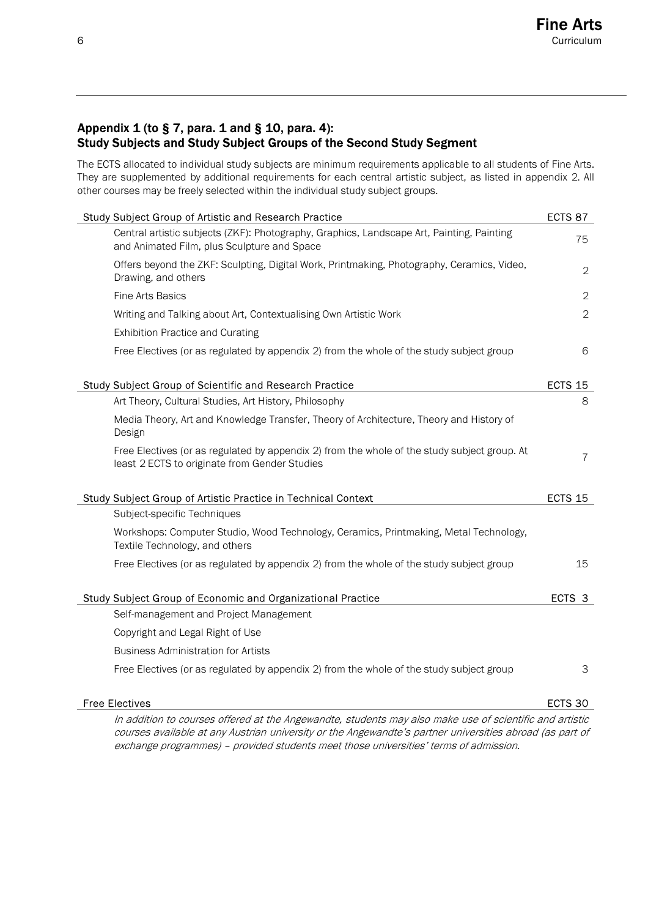## Appendix 1 (to § 7, para. 1 and § 10, para. 4): Study Subjects and Study Subject Groups of the Second Study Segment

The ECTS allocated to individual study subjects are minimum requirements applicable to all students of Fine Arts. They are supplemented by additional requirements for each central artistic subject, as listed in appendix 2. All other courses may be freely selected within the individual study subject groups.

| Study Subject Group of Artistic and Research Practice | ECTS 87 |
|---|---|
| Central artistic subjects (ZKF): Photography, Graphics, Landscape Art, Painting, Painting and Animated Film, plus Sculpture and Space | 75 |
| Offers beyond the ZKF: Sculpting, Digital Work, Printmaking, Photography, Ceramics, Video, Drawing, and others | 2 |
| Fine Arts Basics | 2 |
| Writing and Talking about Art, Contextualising Own Artistic Work | 2 |
| Exhibition Practice and Curating | |
| Free Electives (or as regulated by appendix 2) from the whole of the study subject group | 6 |

| Study Subject Group of Scientific and Research Practice | ECTS 15 |
|---|---|
| Art Theory, Cultural Studies, Art History, Philosophy | 8 |
| Media Theory, Art and Knowledge Transfer, Theory of Architecture, Theory and History of Design | |
| Free Electives (or as regulated by appendix 2) from the whole of the study subject group. At least 2 ECTS to originate from Gender Studies | 7 |

| Study Subject Group of Artistic Practice in Technical Context | ECTS 15 |
|---|---|
| Subject-specific Techniques | |
| Workshops: Computer Studio, Wood Technology, Ceramics, Printmaking, Metal Technology, Textile Technology, and others | |
| Free Electives (or as regulated by appendix 2) from the whole of the study subject group | 15 |

| Study Subject Group of Economic and Organizational Practice | ECTS 3 |
|---|---|
| Self-management and Project Management | |
| Copyright and Legal Right of Use | |
| Business Administration for Artists | |
| Free Electives (or as regulated by appendix 2) from the whole of the study subject group | 3 |

| Free Electives | ECTS 30 |
|---|---|

*In addition to courses offered at the Angewandte, students may also make use of scientific and artistic courses available at any Austrian university or the Angewandte's partner universities abroad (as part of exchange programmes) – provided students meet those universities' terms of admission.*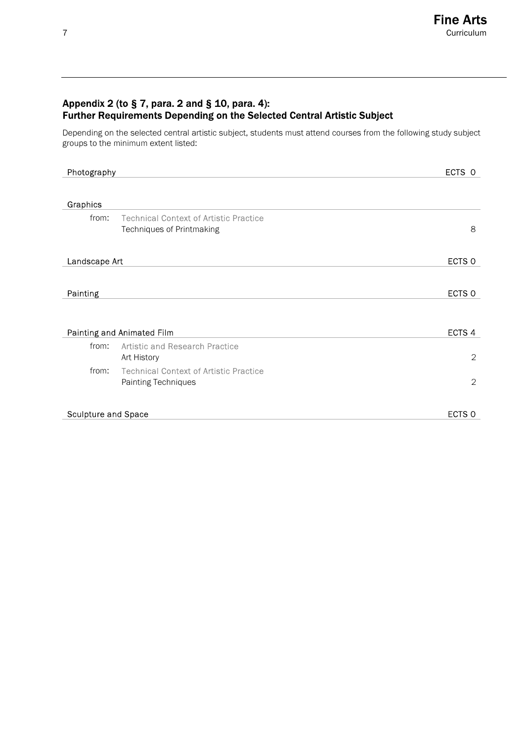## Appendix 2 (to § 7, para. 2 and § 10, para. 4): Further Requirements Depending on the Selected Central Artistic Subject

Depending on the selected central artistic subject, students must attend courses from the following study subject groups to the minimum extent listed:

| | | |
|---|---|---|
| Photography | | ECTS 0 |
| | | |
| Graphics | | |
| from: | Technical Context of Artistic Practice<br>Techniques of Printmaking | 8 |
| | | |
| Landscape Art | | ECTS 0 |
| | | |
| Painting | | ECTS 0 |
| | | |
| Painting and Animated Film | | ECTS 4 |
| from: | Artistic and Research Practice<br>Art History | 2 |
| from: | Technical Context of Artistic Practice<br>Painting Techniques | 2 |
| | | |
| Sculpture and Space | | ECTS 0 |